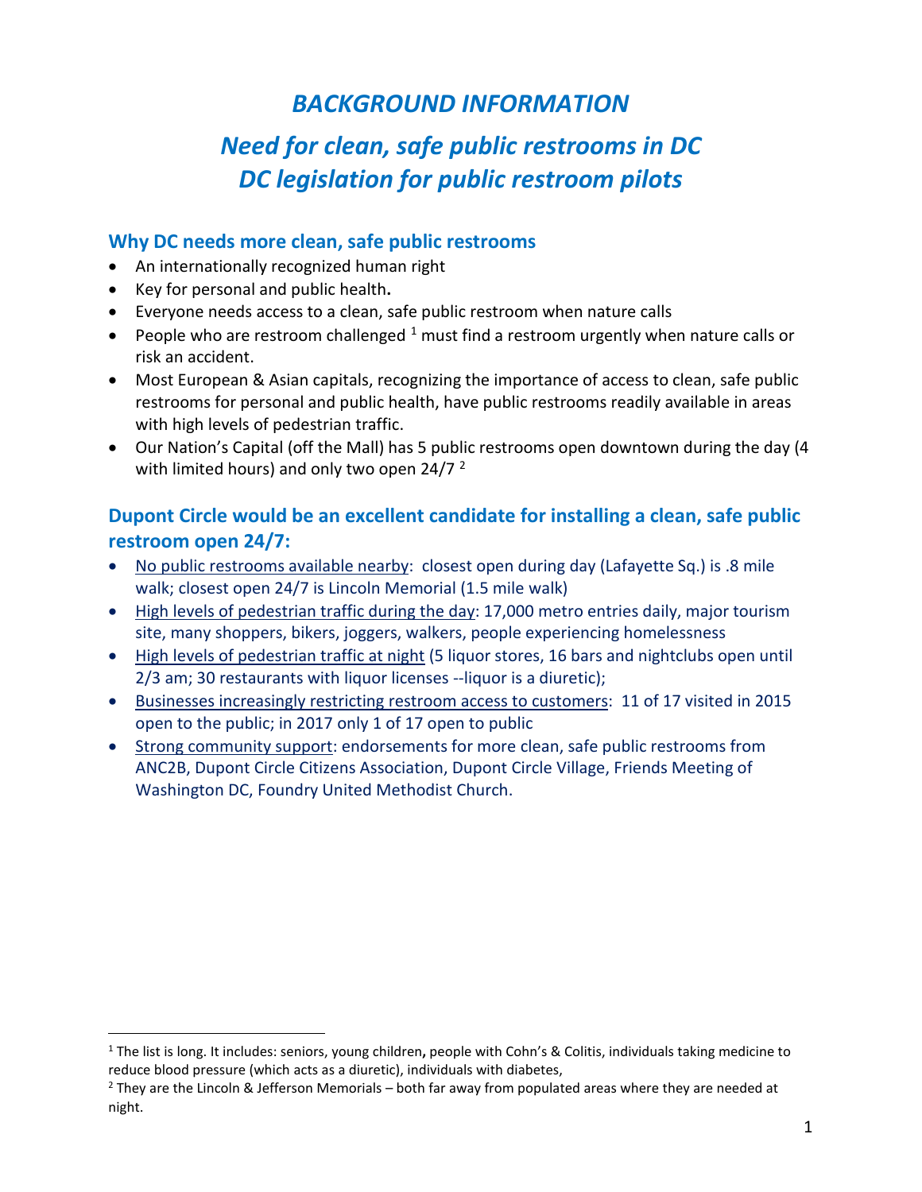# *BACKGROUND INFORMATION*

# *Need for clean, safe public restrooms in DC*
# *DC legislation for public restroom pilots*

## Why DC needs more clean, safe public restrooms

- An internationally recognized human right
- Key for personal and public health**.**
- Everyone needs access to a clean, safe public restroom when nature calls
- People who are restroom challenged [1] must find a restroom urgently when nature calls or risk an accident.
- Most European & Asian capitals, recognizing the importance of access to clean, safe public restrooms for personal and public health, have public restrooms readily available in areas with high levels of pedestrian traffic.
- Our Nation's Capital (off the Mall) has 5 public restrooms open downtown during the day (4 with limited hours) and only two open 24/7 [2]

## Dupont Circle would be an excellent candidate for installing a clean, safe public restroom open 24/7:

- <u>No public restrooms available nearby</u>: closest open during day (Lafayette Sq.) is .8 mile walk; closest open 24/7 is Lincoln Memorial (1.5 mile walk)
- <u>High levels of pedestrian traffic during the day</u>: 17,000 metro entries daily, major tourism site, many shoppers, bikers, joggers, walkers, people experiencing homelessness
- <u>High levels of pedestrian traffic at night</u> (5 liquor stores, 16 bars and nightclubs open until 2/3 am; 30 restaurants with liquor licenses --liquor is a diuretic);
- <u>Businesses increasingly restricting restroom access to customers</u>: 11 of 17 visited in 2015 open to the public; in 2017 only 1 of 17 open to public
- <u>Strong community support</u>: endorsements for more clean, safe public restrooms from ANC2B, Dupont Circle Citizens Association, Dupont Circle Village, Friends Meeting of Washington DC, Foundry United Methodist Church.

---

[1] The list is long. It includes: seniors, young children**,** people with Cohn's & Colitis, individuals taking medicine to reduce blood pressure (which acts as a diuretic), individuals with diabetes,

[2] They are the Lincoln & Jefferson Memorials – both far away from populated areas where they are needed at night.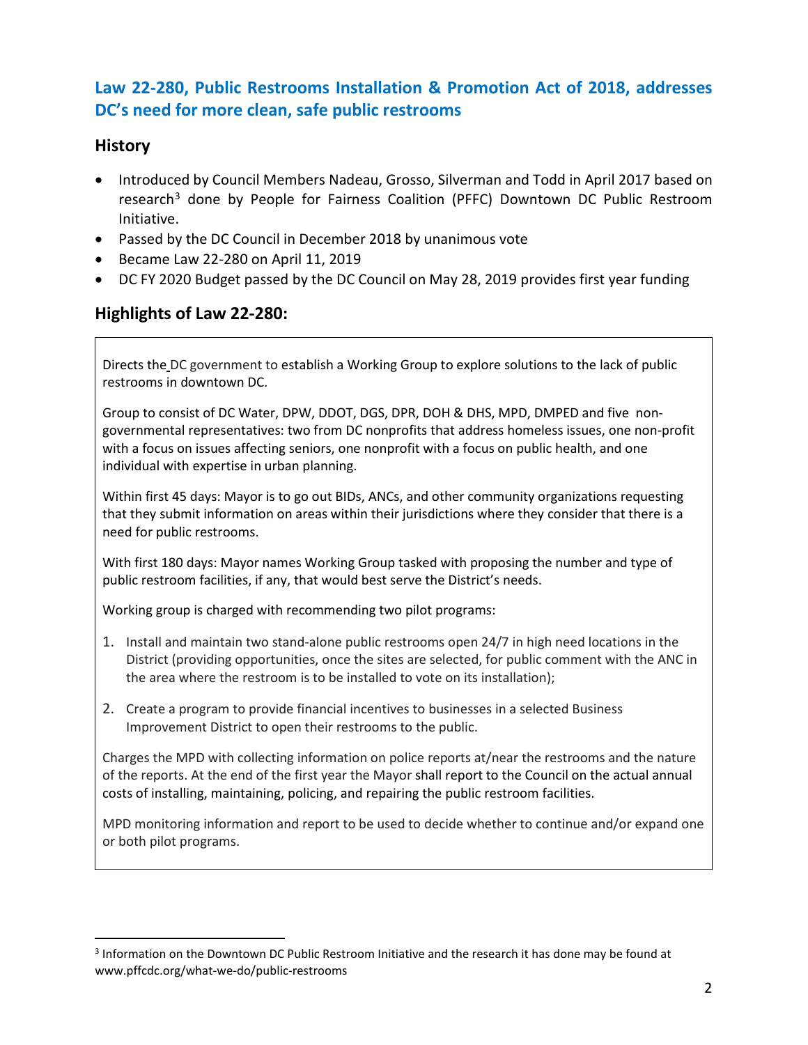## Law 22-280, Public Restrooms Installation & Promotion Act of 2018, addresses DC's need for more clean, safe public restrooms

### History

- Introduced by Council Members Nadeau, Grosso, Silverman and Todd in April 2017 based on research[3] done by People for Fairness Coalition (PFFC) Downtown DC Public Restroom Initiative.
- Passed by the DC Council in December 2018 by unanimous vote
- Became Law 22-280 on April 11, 2019
- DC FY 2020 Budget passed by the DC Council on May 28, 2019 provides first year funding

### Highlights of Law 22-280:

Directs the DC government to establish a Working Group to explore solutions to the lack of public restrooms in downtown DC.

Group to consist of DC Water, DPW, DDOT, DGS, DPR, DOH & DHS, MPD, DMPED and five non-governmental representatives: two from DC nonprofits that address homeless issues, one non-profit with a focus on issues affecting seniors, one nonprofit with a focus on public health, and one individual with expertise in urban planning.

Within first 45 days: Mayor is to go out BIDs, ANCs, and other community organizations requesting that they submit information on areas within their jurisdictions where they consider that there is a need for public restrooms.

With first 180 days: Mayor names Working Group tasked with proposing the number and type of public restroom facilities, if any, that would best serve the District's needs.

Working group is charged with recommending two pilot programs:

1. Install and maintain two stand-alone public restrooms open 24/7 in high need locations in the District (providing opportunities, once the sites are selected, for public comment with the ANC in the area where the restroom is to be installed to vote on its installation);
2. Create a program to provide financial incentives to businesses in a selected Business Improvement District to open their restrooms to the public.

Charges the MPD with collecting information on police reports at/near the restrooms and the nature of the reports. At the end of the first year the Mayor shall report to the Council on the actual annual costs of installing, maintaining, policing, and repairing the public restroom facilities.

MPD monitoring information and report to be used to decide whether to continue and/or expand one or both pilot programs.

---

[3] Information on the Downtown DC Public Restroom Initiative and the research it has done may be found at www.pffcdc.org/what-we-do/public-restrooms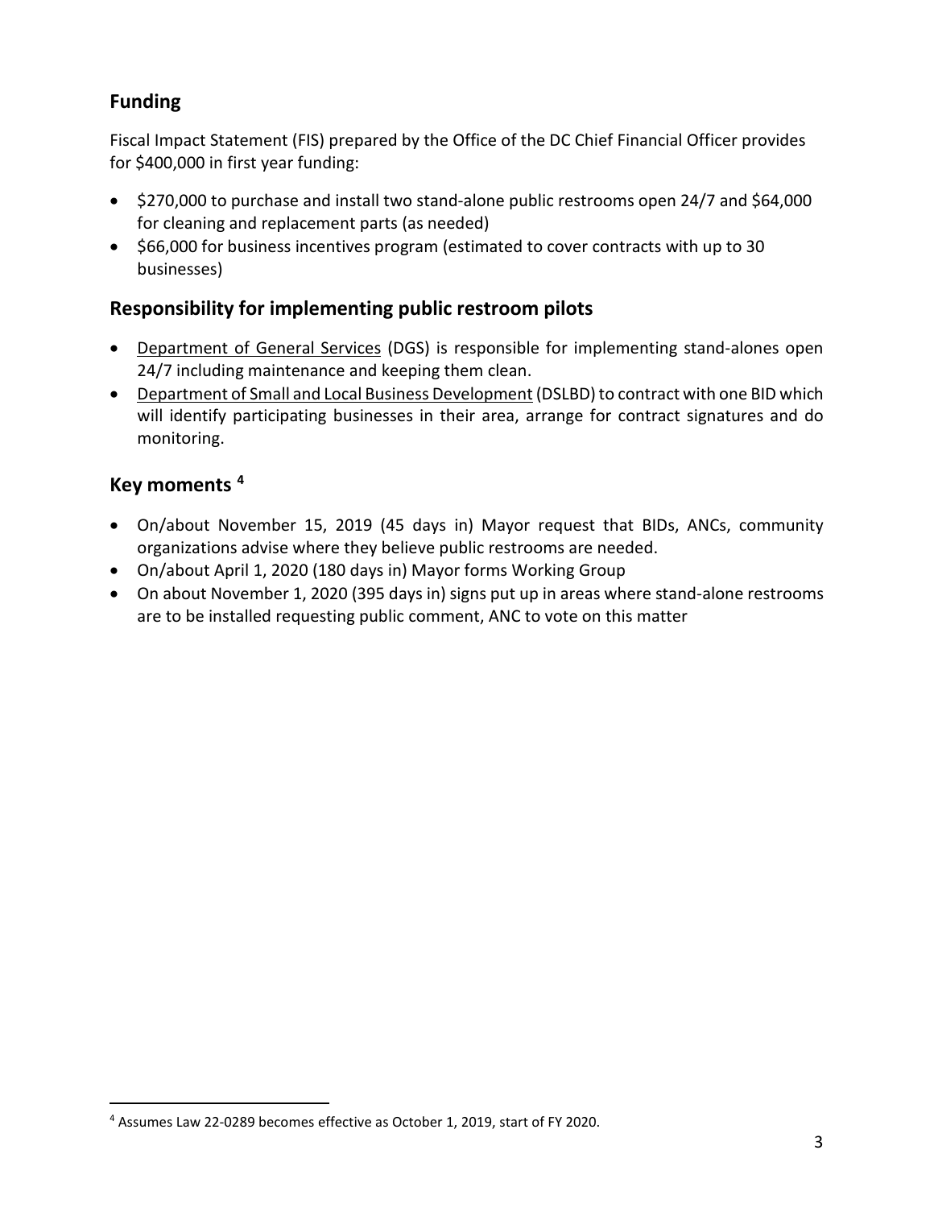## Funding

Fiscal Impact Statement (FIS) prepared by the Office of the DC Chief Financial Officer provides for $400,000 in first year funding:

- $270,000 to purchase and install two stand-alone public restrooms open 24/7 and $64,000 for cleaning and replacement parts (as needed)
- $66,000 for business incentives program (estimated to cover contracts with up to 30 businesses)

## Responsibility for implementing public restroom pilots

- Department of General Services (DGS) is responsible for implementing stand-alones open 24/7 including maintenance and keeping them clean.
- Department of Small and Local Business Development (DSLBD) to contract with one BID which will identify participating businesses in their area, arrange for contract signatures and do monitoring.

## Key moments [4]

- On/about November 15, 2019 (45 days in) Mayor request that BIDs, ANCs, community organizations advise where they believe public restrooms are needed.
- On/about April 1, 2020 (180 days in) Mayor forms Working Group
- On about November 1, 2020 (395 days in) signs put up in areas where stand-alone restrooms are to be installed requesting public comment, ANC to vote on this matter

---

[4] Assumes Law 22-0289 becomes effective as October 1, 2019, start of FY 2020.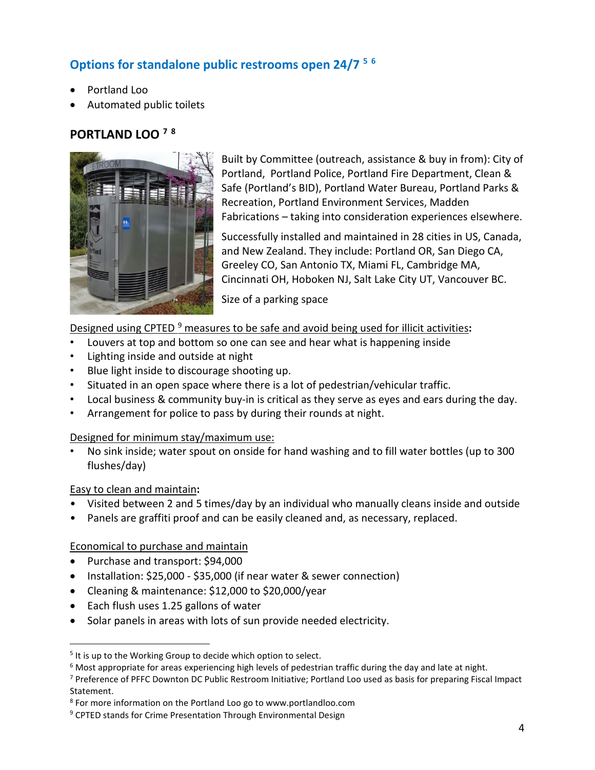## Options for standalone public restrooms open 24/7 [5] [6]

- Portland Loo
- Automated public toilets

### PORTLAND LOO [7] [8]

Built by Committee (outreach, assistance & buy in from): City of Portland, Portland Police, Portland Fire Department, Clean & Safe (Portland's BID), Portland Water Bureau, Portland Parks & Recreation, Portland Environment Services, Madden Fabrications – taking into consideration experiences elsewhere.

Successfully installed and maintained in 28 cities in US, Canada, and New Zealand. They include: Portland OR, San Diego CA, Greeley CO, San Antonio TX, Miami FL, Cambridge MA, Cincinnati OH, Hoboken NJ, Salt Lake City UT, Vancouver BC.

Size of a parking space

Designed using CPTED [9] measures to be safe and avoid being used for illicit activities**:**

- Louvers at top and bottom so one can see and hear what is happening inside
- Lighting inside and outside at night
- Blue light inside to discourage shooting up.
- Situated in an open space where there is a lot of pedestrian/vehicular traffic.
- Local business & community buy-in is critical as they serve as eyes and ears during the day.
- Arrangement for police to pass by during their rounds at night.

Designed for minimum stay/maximum use:

- No sink inside; water spout on onside for hand washing and to fill water bottles (up to 300 flushes/day)

Easy to clean and maintain**:**

- Visited between 2 and 5 times/day by an individual who manually cleans inside and outside
- Panels are graffiti proof and can be easily cleaned and, as necessary, replaced.

Economical to purchase and maintain

- Purchase and transport: $94,000
- Installation: $25,000 - $35,000 (if near water & sewer connection)
- Cleaning & maintenance: $12,000 to $20,000/year
- Each flush uses 1.25 gallons of water
- Solar panels in areas with lots of sun provide needed electricity.

---

[5] It is up to the Working Group to decide which option to select.

[6] Most appropriate for areas experiencing high levels of pedestrian traffic during the day and late at night.

[7] Preference of PFFC Downton DC Public Restroom Initiative; Portland Loo used as basis for preparing Fiscal Impact Statement.

[8] For more information on the Portland Loo go to www.portlandloo.com

[9] CPTED stands for Crime Presentation Through Environmental Design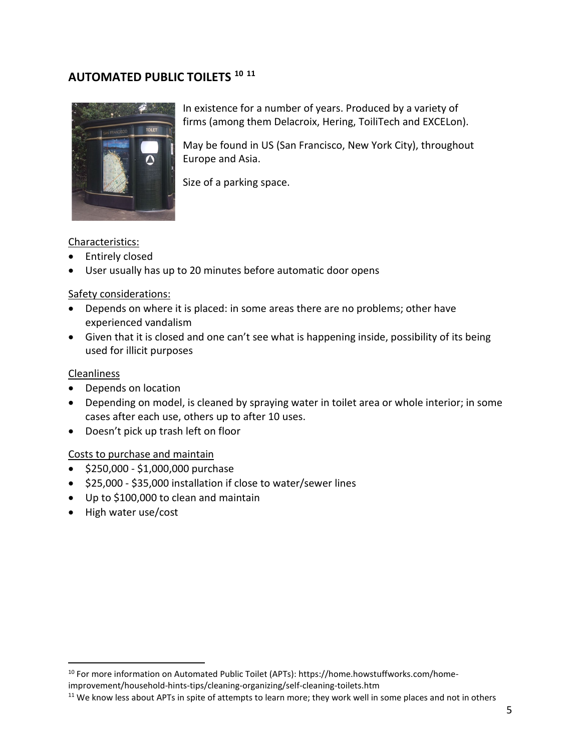## AUTOMATED PUBLIC TOILETS [10] [11]

In existence for a number of years. Produced by a variety of firms (among them Delacroix, Hering, ToiliTech and EXCELon).

May be found in US (San Francisco, New York City), throughout Europe and Asia.

Size of a parking space.

<u>Characteristics:</u>

- Entirely closed
- User usually has up to 20 minutes before automatic door opens

<u>Safety considerations:</u>

- Depends on where it is placed: in some areas there are no problems; other have experienced vandalism
- Given that it is closed and one can't see what is happening inside, possibility of its being used for illicit purposes

<u>Cleanliness</u>

- Depends on location
- Depending on model, is cleaned by spraying water in toilet area or whole interior; in some cases after each use, others up to after 10 uses.
- Doesn't pick up trash left on floor

<u>Costs to purchase and maintain</u>

- $250,000 - $1,000,000 purchase
- $25,000 - $35,000 installation if close to water/sewer lines
- Up to $100,000 to clean and maintain
- High water use/cost

---

[10] For more information on Automated Public Toilet (APTs): https://home.howstuffworks.com/home-improvement/household-hints-tips/cleaning-organizing/self-cleaning-toilets.htm

[11] We know less about APTs in spite of attempts to learn more; they work well in some places and not in others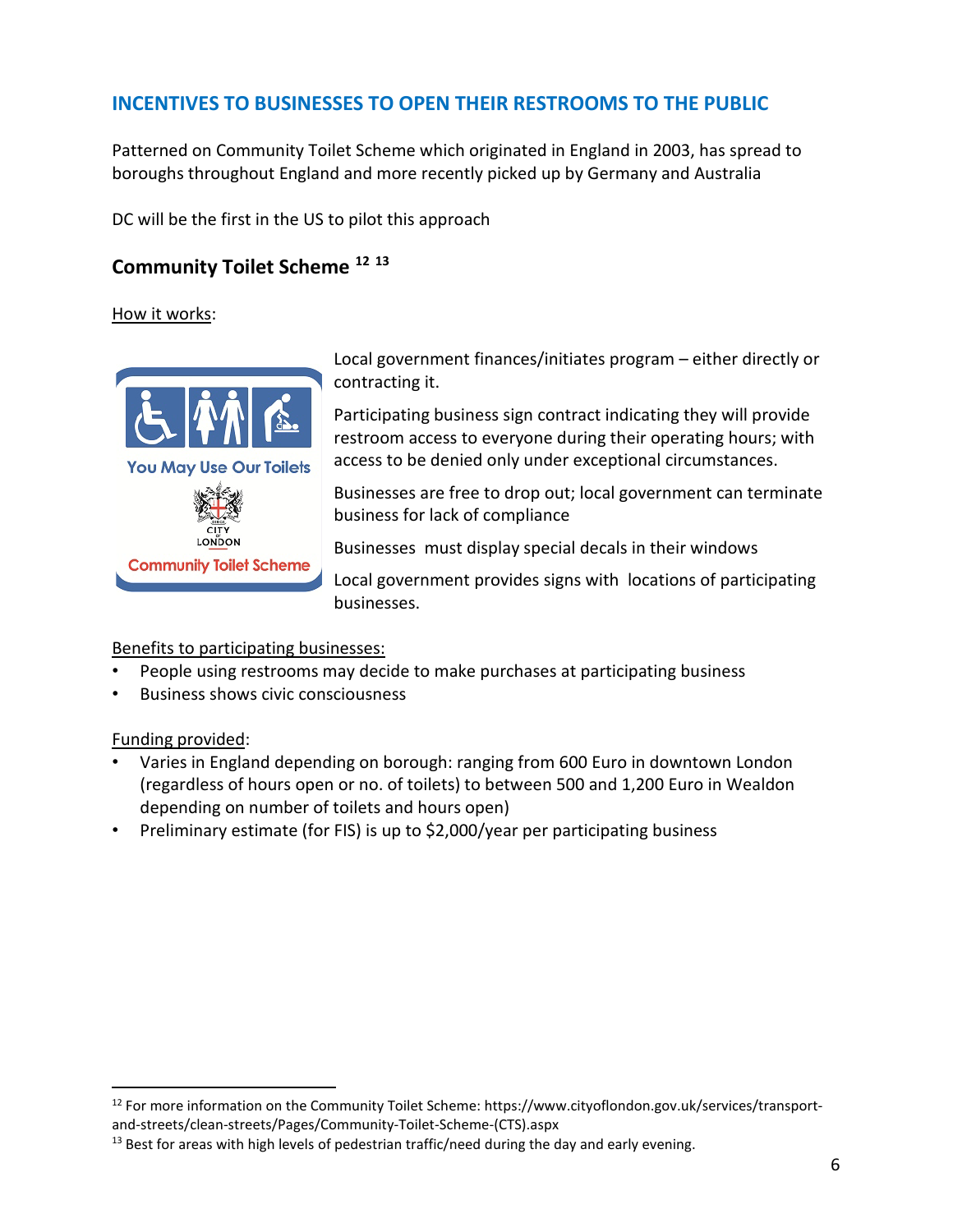## INCENTIVES TO BUSINESSES TO OPEN THEIR RESTROOMS TO THE PUBLIC

Patterned on Community Toilet Scheme which originated in England in 2003, has spread to boroughs throughout England and more recently picked up by Germany and Australia

DC will be the first in the US to pilot this approach

### Community Toilet Scheme [12] [13]

How it works:

Local government finances/initiates program – either directly or contracting it.

Participating business sign contract indicating they will provide restroom access to everyone during their operating hours; with access to be denied only under exceptional circumstances.

Businesses are free to drop out; local government can terminate business for lack of compliance

Businesses must display special decals in their windows

Local government provides signs with locations of participating businesses.

Benefits to participating businesses:

- People using restrooms may decide to make purchases at participating business
- Business shows civic consciousness

Funding provided:

- Varies in England depending on borough: ranging from 600 Euro in downtown London (regardless of hours open or no. of toilets) to between 500 and 1,200 Euro in Wealdon depending on number of toilets and hours open)
- Preliminary estimate (for FIS) is up to $2,000/year per participating business

[12] For more information on the Community Toilet Scheme: https://www.cityoflondon.gov.uk/services/transport-and-streets/clean-streets/Pages/Community-Toilet-Scheme-(CTS).aspx

[13] Best for areas with high levels of pedestrian traffic/need during the day and early evening.